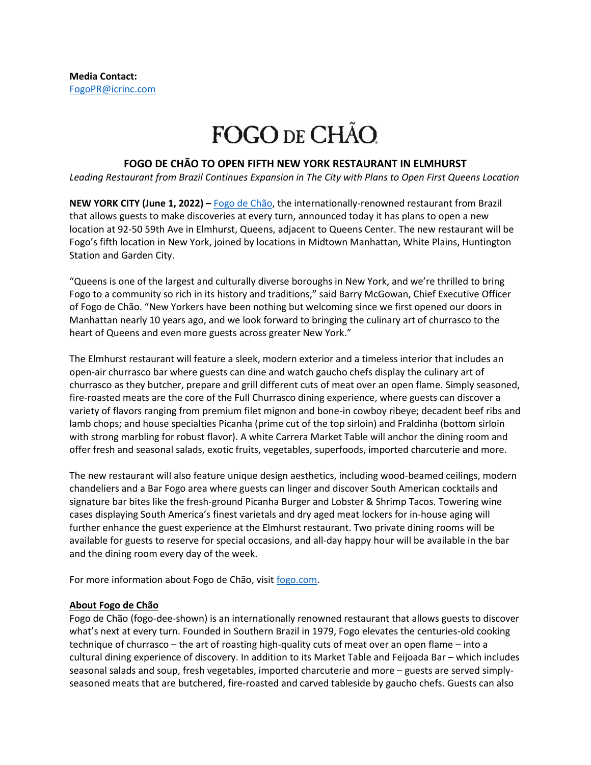**Media Contact:**
[FogoPR@icrinc.com](mailto:FogoPR@icrinc.com)

# FOGO DE CHÃO

## FOGO DE CHÃO TO OPEN FIFTH NEW YORK RESTAURANT IN ELMHURST

*Leading Restaurant from Brazil Continues Expansion in The City with Plans to Open First Queens Location*

**NEW YORK CITY (June 1, 2022) –** [Fogo de Chão](https://fogo.com), the internationally-renowned restaurant from Brazil that allows guests to make discoveries at every turn, announced today it has plans to open a new location at 92-50 59th Ave in Elmhurst, Queens, adjacent to Queens Center. The new restaurant will be Fogo's fifth location in New York, joined by locations in Midtown Manhattan, White Plains, Huntington Station and Garden City.

"Queens is one of the largest and culturally diverse boroughs in New York, and we're thrilled to bring Fogo to a community so rich in its history and traditions," said Barry McGowan, Chief Executive Officer of Fogo de Chão. "New Yorkers have been nothing but welcoming since we first opened our doors in Manhattan nearly 10 years ago, and we look forward to bringing the culinary art of churrasco to the heart of Queens and even more guests across greater New York."

The Elmhurst restaurant will feature a sleek, modern exterior and a timeless interior that includes an open-air churrasco bar where guests can dine and watch gaucho chefs display the culinary art of churrasco as they butcher, prepare and grill different cuts of meat over an open flame. Simply seasoned, fire-roasted meats are the core of the Full Churrasco dining experience, where guests can discover a variety of flavors ranging from premium filet mignon and bone-in cowboy ribeye; decadent beef ribs and lamb chops; and house specialties Picanha (prime cut of the top sirloin) and Fraldinha (bottom sirloin with strong marbling for robust flavor). A white Carrera Market Table will anchor the dining room and offer fresh and seasonal salads, exotic fruits, vegetables, superfoods, imported charcuterie and more.

The new restaurant will also feature unique design aesthetics, including wood-beamed ceilings, modern chandeliers and a Bar Fogo area where guests can linger and discover South American cocktails and signature bar bites like the fresh-ground Picanha Burger and Lobster & Shrimp Tacos. Towering wine cases displaying South America's finest varietals and dry aged meat lockers for in-house aging will further enhance the guest experience at the Elmhurst restaurant. Two private dining rooms will be available for guests to reserve for special occasions, and all-day happy hour will be available in the bar and the dining room every day of the week.

For more information about Fogo de Chão, visit [fogo.com](https://fogo.com).

### About Fogo de Chão

Fogo de Chão (fogo-dee-shown) is an internationally renowned restaurant that allows guests to discover what's next at every turn. Founded in Southern Brazil in 1979, Fogo elevates the centuries-old cooking technique of churrasco – the art of roasting high-quality cuts of meat over an open flame – into a cultural dining experience of discovery. In addition to its Market Table and Feijoada Bar – which includes seasonal salads and soup, fresh vegetables, imported charcuterie and more – guests are served simply-seasoned meats that are butchered, fire-roasted and carved tableside by gaucho chefs. Guests can also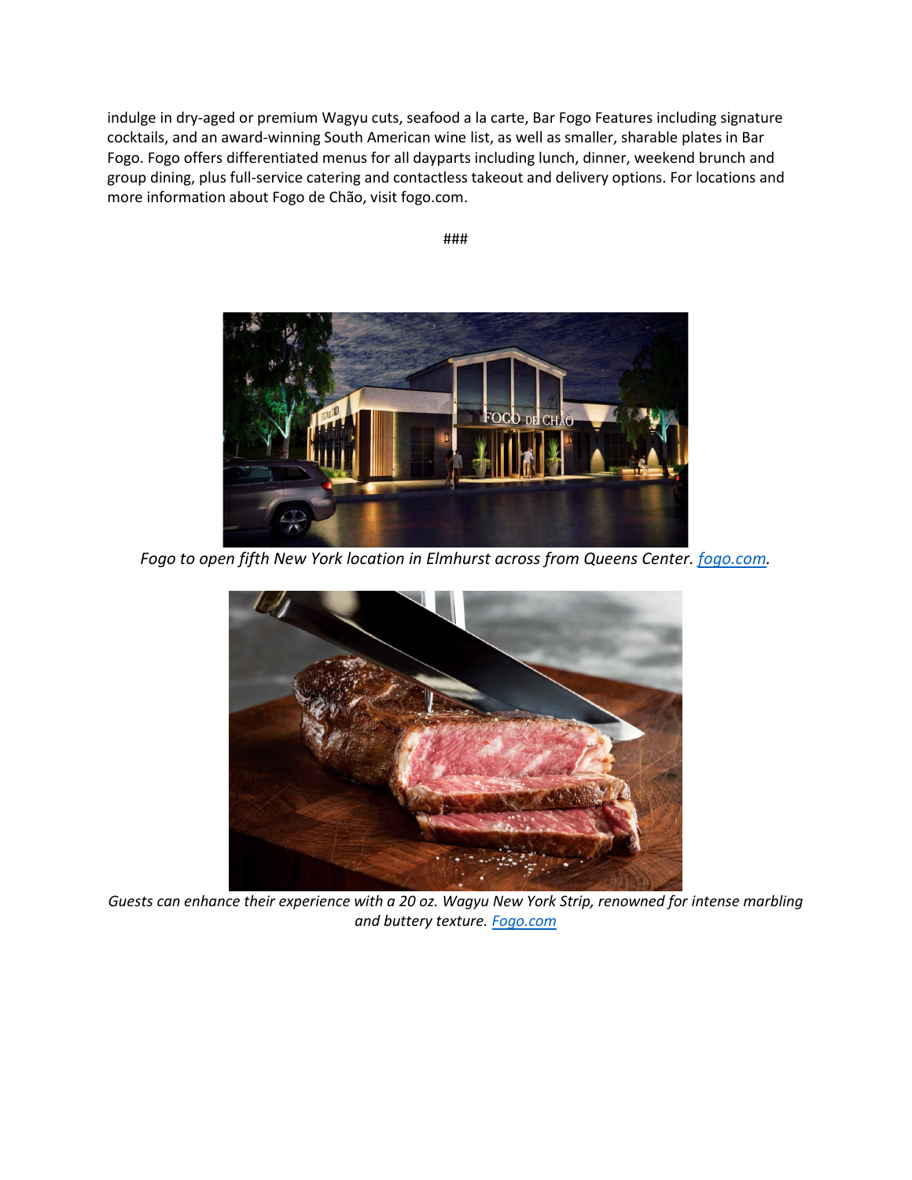indulge in dry-aged or premium Wagyu cuts, seafood a la carte, Bar Fogo Features including signature cocktails, and an award-winning South American wine list, as well as smaller, sharable plates in Bar Fogo. Fogo offers differentiated menus for all dayparts including lunch, dinner, weekend brunch and group dining, plus full-service catering and contactless takeout and delivery options. For locations and more information about Fogo de Chão, visit fogo.com.

###

*Fogo to open fifth New York location in Elmhurst across from Queens Center. [fogo.com](fogo.com).*

*Guests can enhance their experience with a 20 oz. Wagyu New York Strip, renowned for intense marbling and buttery texture. [Fogo.com](Fogo.com)*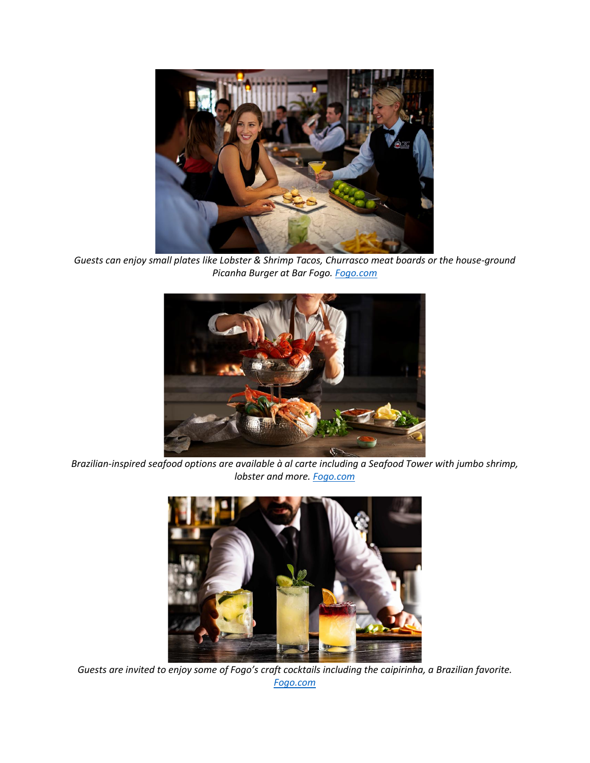*Guests can enjoy small plates like Lobster & Shrimp Tacos, Churrasco meat boards or the house-ground Picanha Burger at Bar Fogo.* [Fogo.com](Fogo.com)

*Brazilian-inspired seafood options are available à al carte including a Seafood Tower with jumbo shrimp, lobster and more.* [Fogo.com](Fogo.com)

*Guests are invited to enjoy some of Fogo's craft cocktails including the caipirinha, a Brazilian favorite.* [Fogo.com](Fogo.com)